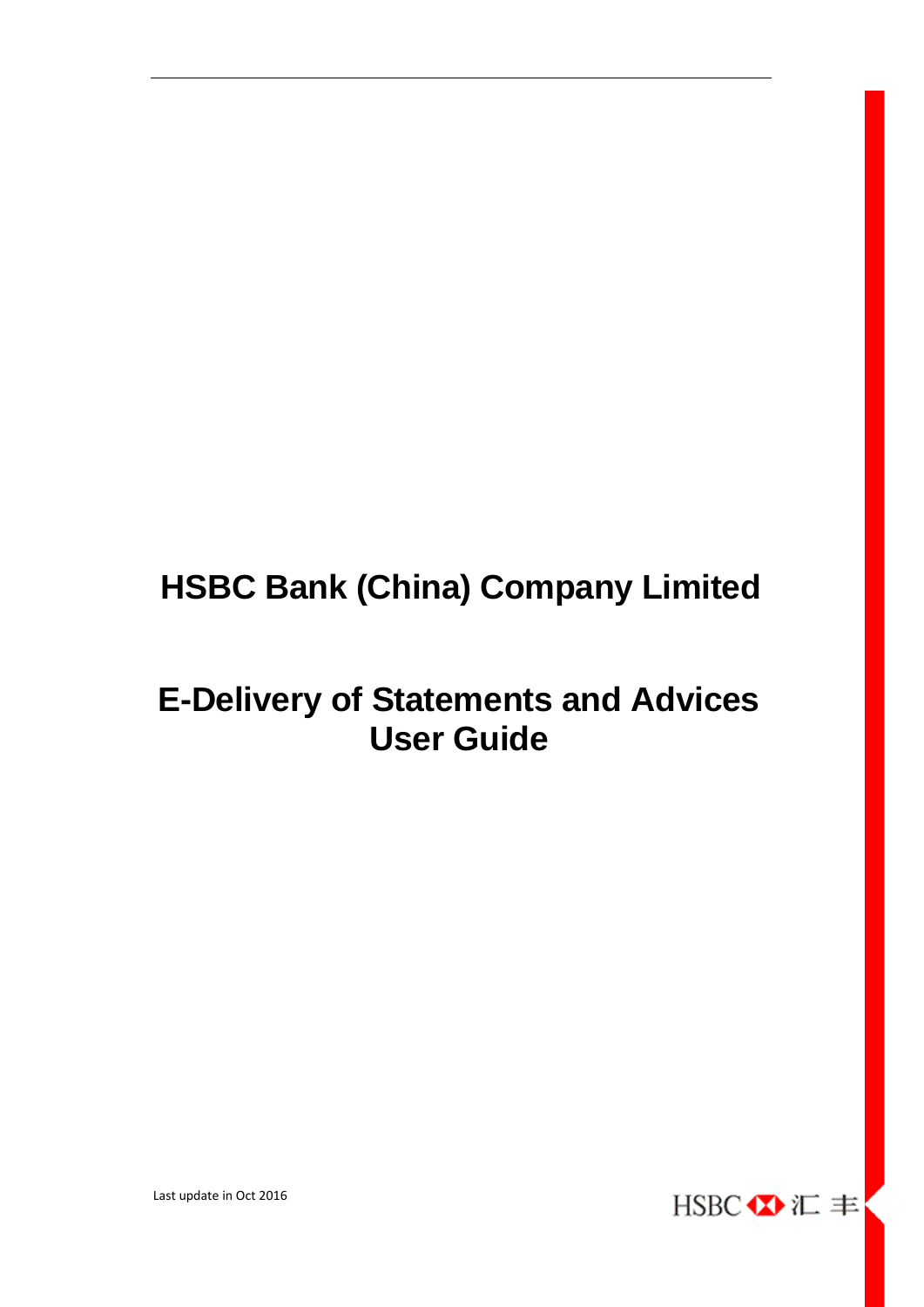# HSBC Bank (China) Company Limited

# E-Delivery of Statements and Advices User Guide

Last update in Oct 2016

HSBC 汇丰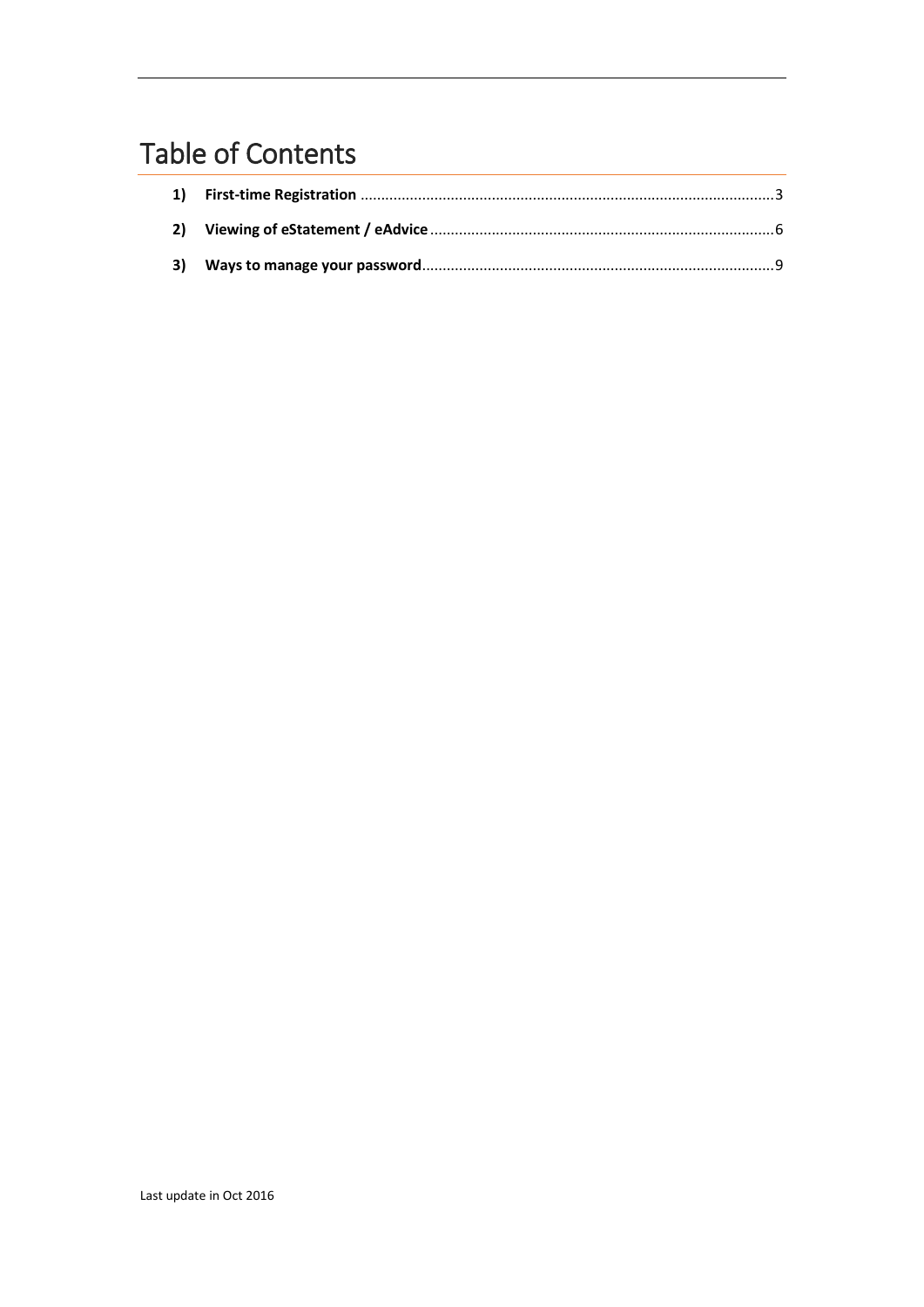# Table of Contents

1) **First-time Registration** .................................................................................................. 3

2) **Viewing of eStatement / eAdvice** ................................................................................. 6

3) **Ways to manage your password** ................................................................................... 9

Last update in Oct 2016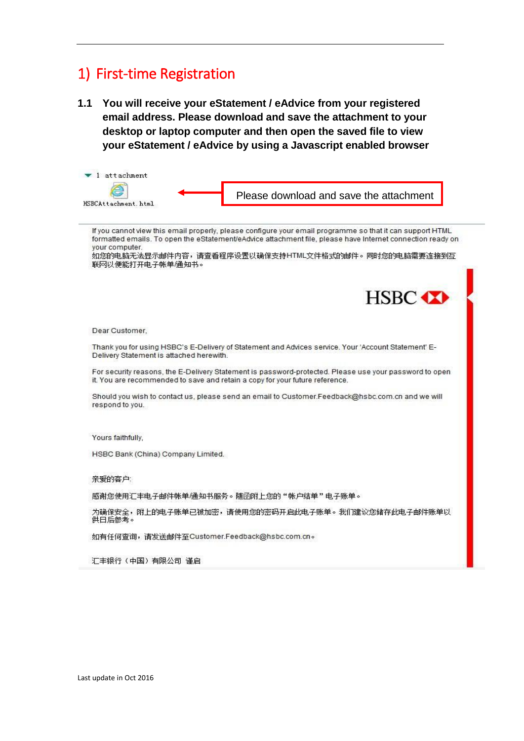# 1) First-time Registration

**1.1 You will receive your eStatement / eAdvice from your registered email address. Please download and save the attachment to your desktop or laptop computer and then open the saved file to view your eStatement / eAdvice by using a Javascript enabled browser**

1 attachment

HSBCAttachment.html

Please download and save the attachment

If you cannot view this email properly, please configure your email programme so that it can support HTML formatted emails. To open the eStatement/eAdvice attachment file, please have Internet connection ready on your computer.
如您的电脑无法显示邮件内容，请查看程序设置以确保支持HTML文件格式的邮件。同时您的电脑需要连接到互联网以便能打开电子帐单/通知书。

HSBC

Dear Customer,

Thank you for using HSBC's E-Delivery of Statement and Advices service. Your 'Account Statement' E-Delivery Statement is attached herewith.

For security reasons, the E-Delivery Statement is password-protected. Please use your password to open it. You are recommended to save and retain a copy for your future reference.

Should you wish to contact us, please send an email to Customer.Feedback@hsbc.com.cn and we will respond to you.

Yours faithfully,

HSBC Bank (China) Company Limited.

亲爱的客户:

感谢您使用汇丰电子邮件帐单/通知书服务。随函附上您的"帐户结单"电子账单。

为确保安全，附上的电子账单已被加密，请使用您的密码开启此电子账单。我们建议您储存此电子邮件账单以供日后参考。

如有任何查询，请发送邮件至Customer.Feedback@hsbc.com.cn。

汇丰银行（中国）有限公司 谨启

Last update in Oct 2016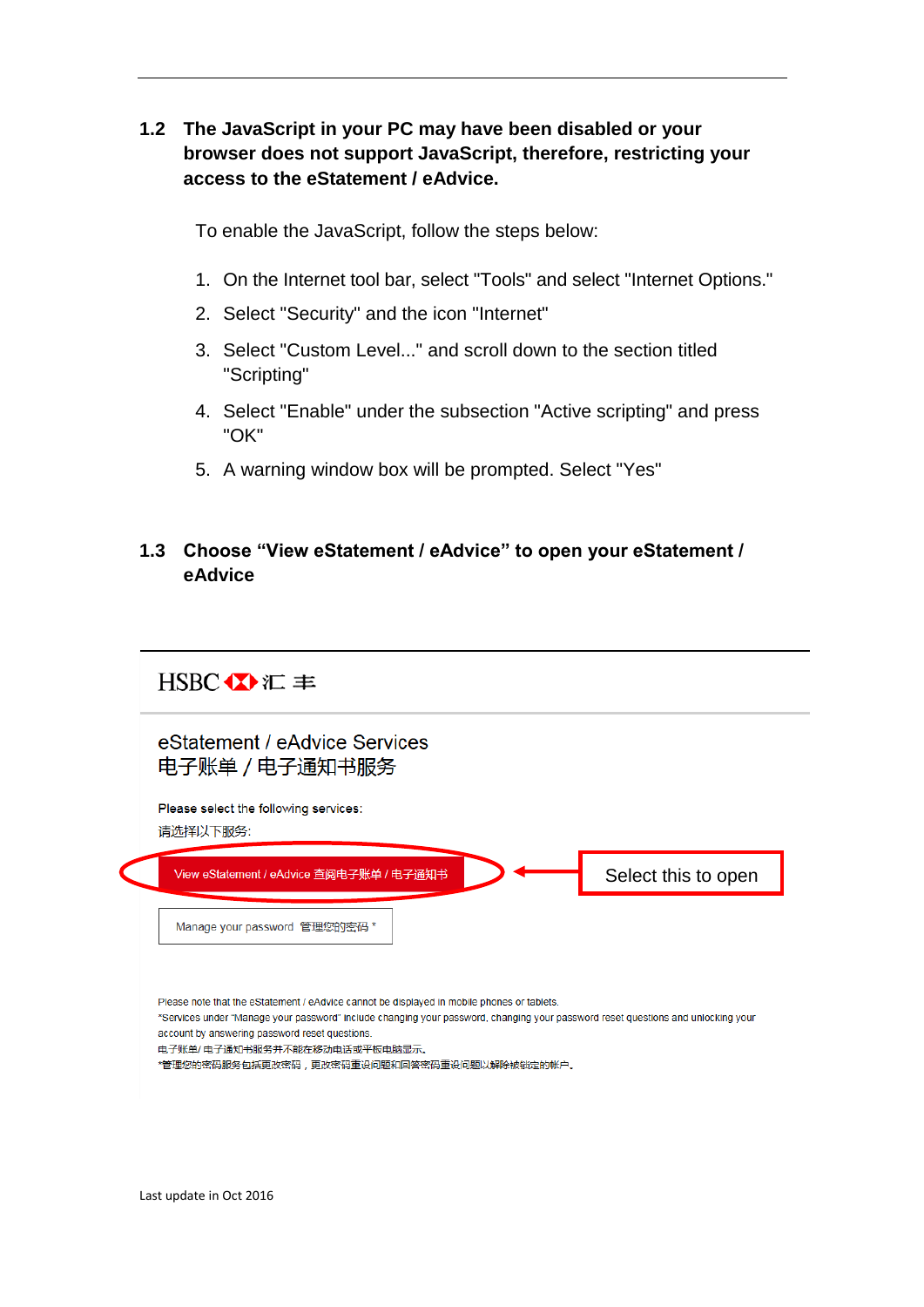## 1.2 The JavaScript in your PC may have been disabled or your browser does not support JavaScript, therefore, restricting your access to the eStatement / eAdvice.

To enable the JavaScript, follow the steps below:

1. On the Internet tool bar, select "Tools" and select "Internet Options."
2. Select "Security" and the icon "Internet"
3. Select "Custom Level..." and scroll down to the section titled "Scripting"
4. Select "Enable" under the subsection "Active scripting" and press "OK"
5. A warning window box will be prompted. Select "Yes"

## 1.3 Choose “View eStatement / eAdvice” to open your eStatement / eAdvice

HSBC 汇丰

eStatement / eAdvice Services
电子账单 / 电子通知书服务

Please select the following services:
请选择以下服务:

View eStatement / eAdvice 查阅电子账单 / 电子通知书

Select this to open

Manage your password 管理您的密码 *

Please note that the eStatement / eAdvice cannot be displayed in mobile phones or tablets.
*Services under "Manage your password" include changing your password, changing your password reset questions and unlocking your account by answering password reset questions.
电子账单/ 电子通知书服务并不能在移动电话或平板电脑显示。
*管理您的密码服务包括更改密码，更改密码重设问题和回答密码重设问题以解除被锁定的帐户。

Last update in Oct 2016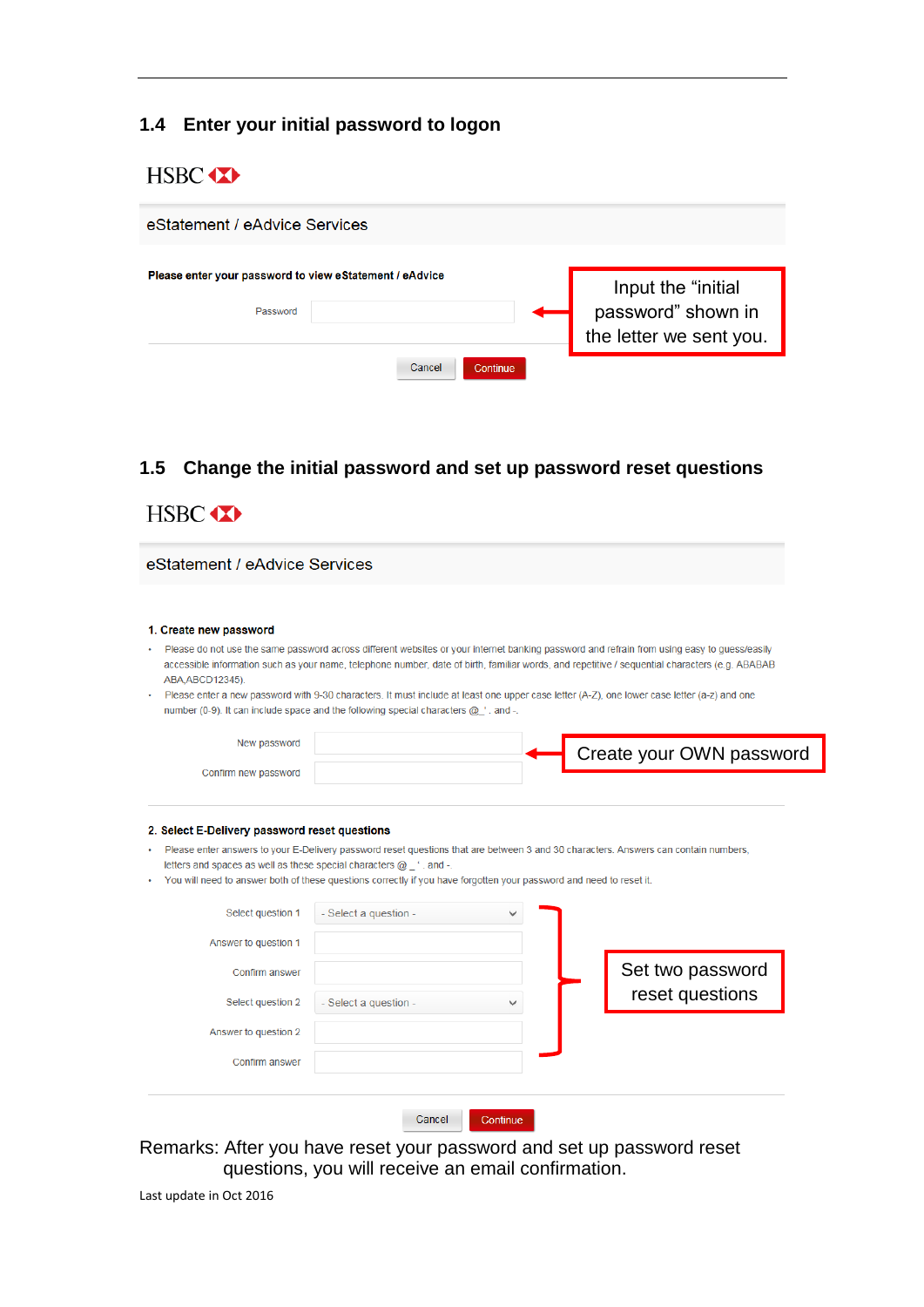## 1.4 Enter your initial password to logon

HSBC

eStatement / eAdvice Services

**Please enter your password to view eStatement / eAdvice**

Password

Input the "initial password" shown in the letter we sent you.

Cancel Continue

## 1.5 Change the initial password and set up password reset questions

HSBC

eStatement / eAdvice Services

**1. Create new password**

- Please do not use the same password across different websites or your internet banking password and refrain from using easy to guess/easily accessible information such as your name, telephone number, date of birth, familiar words, and repetitive / sequential characters (e.g. ABABAB ABA,ABCD12345).
- Please enter a new password with 9-30 characters. It must include at least one upper case letter (A-Z), one lower case letter (a-z) and one number (0-9). It can include space and the following special characters @ _ ' . and -.

New password

Confirm new password

Create your OWN password

**2. Select E-Delivery password reset questions**

- Please enter answers to your E-Delivery password reset questions that are between 3 and 30 characters. Answers can contain numbers, letters and spaces as well as these special characters @ _ ' . and -.
- You will need to answer both of these questions correctly if you have forgotten your password and need to reset it.

Select question 1 - Select a question -

Answer to question 1

Confirm answer

Select question 2 - Select a question -

Answer to question 2

Confirm answer

Set two password reset questions

Cancel Continue

Remarks: After you have reset your password and set up password reset questions, you will receive an email confirmation.

Last update in Oct 2016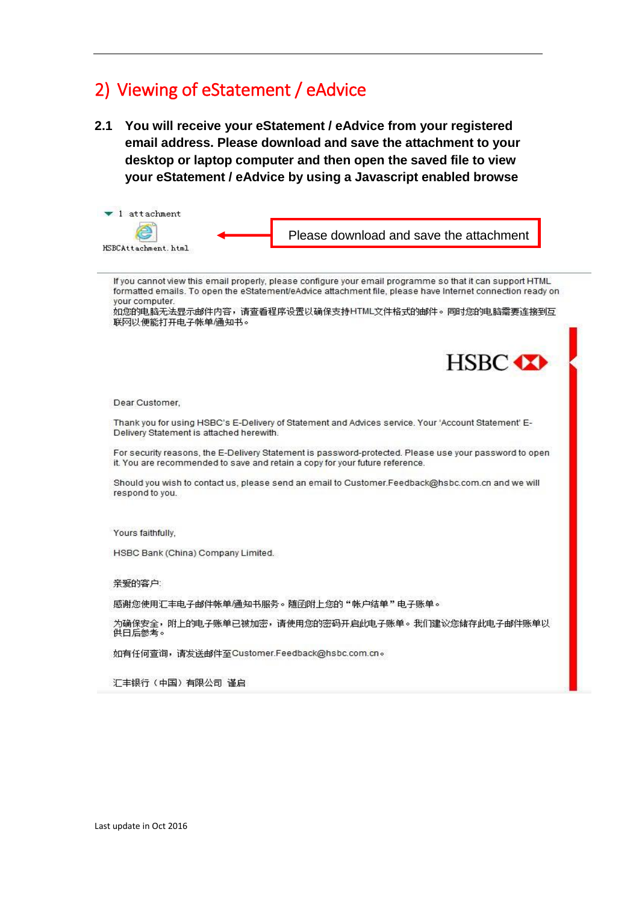## 2) Viewing of eStatement / eAdvice

**2.1 You will receive your eStatement / eAdvice from your registered email address. Please download and save the attachment to your desktop or laptop computer and then open the saved file to view your eStatement / eAdvice by using a Javascript enabled browse**

1 attachment

HSBCAttachment.html

Please download and save the attachment

If you cannot view this email properly, please configure your email programme so that it can support HTML formatted emails. To open the eStatement/eAdvice attachment file, please have Internet connection ready on your computer.
如您的电脑无法显示邮件内容，请查看程序设置以确保支持HTML文件格式的邮件。同时您的电脑需要连接到互联网以便能打开电子帐单/通知书。

HSBC

Dear Customer,

Thank you for using HSBC's E-Delivery of Statement and Advices service. Your 'Account Statement' E-Delivery Statement is attached herewith.

For security reasons, the E-Delivery Statement is password-protected. Please use your password to open it. You are recommended to save and retain a copy for your future reference.

Should you wish to contact us, please send an email to Customer.Feedback@hsbc.com.cn and we will respond to you.

Yours faithfully,

HSBC Bank (China) Company Limited.

亲爱的客户:

感谢您使用汇丰电子邮件帐单/通知书服务。随函附上您的“帐户结单”电子账单。

为确保安全，附上的电子账单已被加密，请使用您的密码开启此电子账单。我们建议您储存此电子邮件账单以供日后参考。

如有任何查询，请发送邮件至Customer.Feedback@hsbc.com.cn。

汇丰银行（中国）有限公司 谨启

Last update in Oct 2016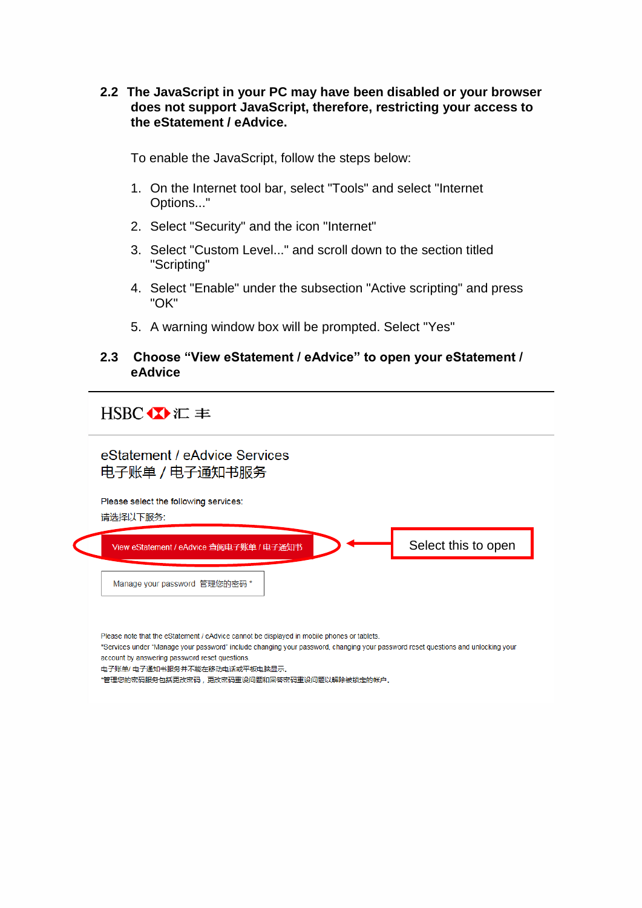### 2.2 The JavaScript in your PC may have been disabled or your browser does not support JavaScript, therefore, restricting your access to the eStatement / eAdvice.

To enable the JavaScript, follow the steps below:

1. On the Internet tool bar, select "Tools" and select "Internet Options..."
2. Select "Security" and the icon "Internet"
3. Select "Custom Level..." and scroll down to the section titled "Scripting"
4. Select "Enable" under the subsection "Active scripting" and press "OK"
5. A warning window box will be prompted. Select "Yes"

### 2.3 Choose “View eStatement / eAdvice” to open your eStatement / eAdvice

---

HSBC 汇丰

eStatement / eAdvice Services
电子账单 / 电子通知书服务

Please select the following services:
请选择以下服务:

View eStatement / eAdvice 查阅电子账单 / 电子通知书

Select this to open

Manage your password 管理您的密码 *

Please note that the eStatement / eAdvice cannot be displayed in mobile phones or tablets.
*Services under "Manage your password" include changing your password, changing your password reset questions and unlocking your account by answering password reset questions.
电子账单/ 电子通知书服务并不能在移动电话或平板电脑显示。
*管理您的密码服务包括更改密码，更改密码重设问题和回答密码重设问题以解除被锁定的帐户。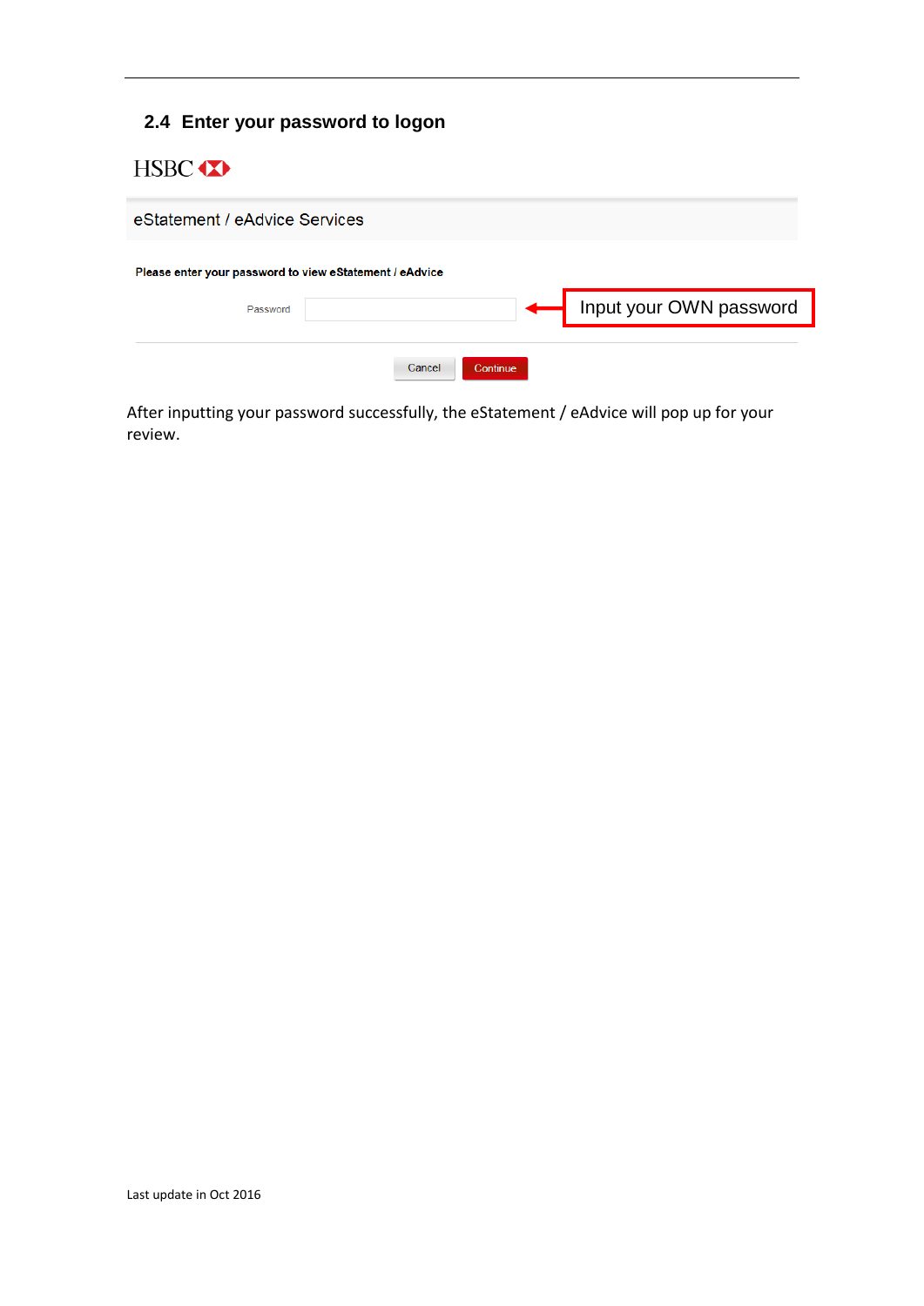## 2.4 Enter your password to logon

HSBC

eStatement / eAdvice Services

**Please enter your password to view eStatement / eAdvice**

Password

Input your OWN password

Cancel Continue

After inputting your password successfully, the eStatement / eAdvice will pop up for your review.

Last update in Oct 2016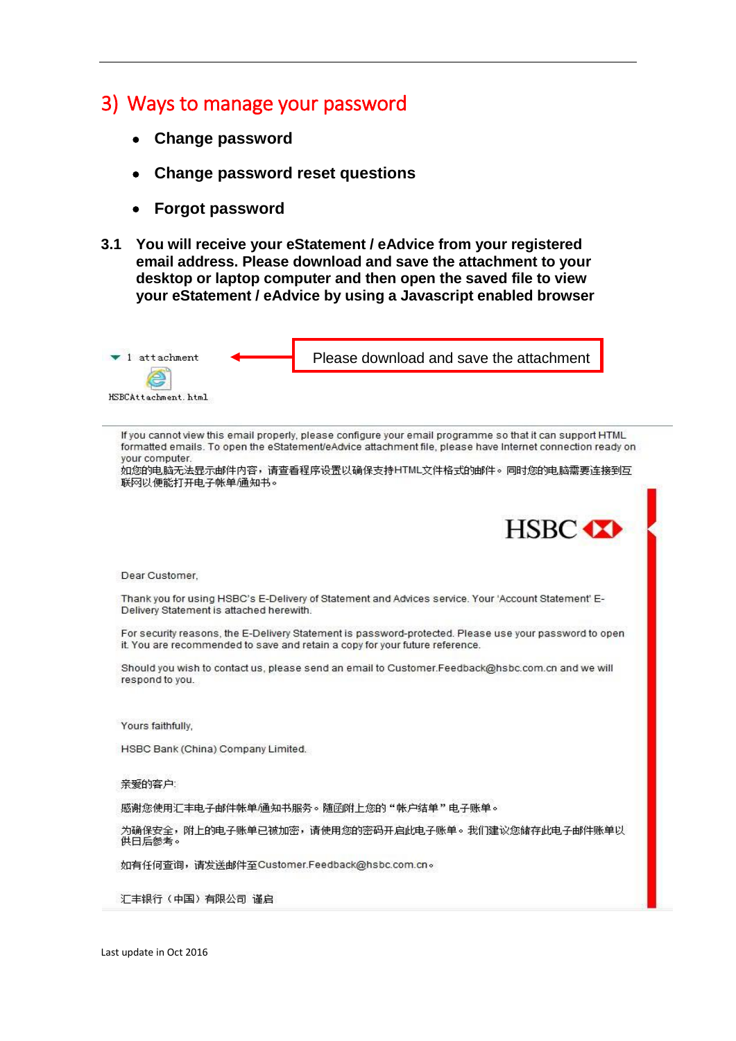## 3) Ways to manage your password

- **Change password**
- **Change password reset questions**
- **Forgot password**

**3.1 You will receive your eStatement / eAdvice from your registered email address. Please download and save the attachment to your desktop or laptop computer and then open the saved file to view your eStatement / eAdvice by using a Javascript enabled browser**

1 attachment

HSBCAttachment.html

Please download and save the attachment

If you cannot view this email properly, please configure your email programme so that it can support HTML formatted emails. To open the eStatement/eAdvice attachment file, please have Internet connection ready on your computer.
如您的电脑无法显示邮件内容，请查看程序设置以确保支持HTML文件格式的邮件。同时您的电脑需要连接到互联网以便能打开电子帐单/通知书。

HSBC

Dear Customer,

Thank you for using HSBC's E-Delivery of Statement and Advices service. Your 'Account Statement' E-Delivery Statement is attached herewith.

For security reasons, the E-Delivery Statement is password-protected. Please use your password to open it. You are recommended to save and retain a copy for your future reference.

Should you wish to contact us, please send an email to Customer.Feedback@hsbc.com.cn and we will respond to you.

Yours faithfully,

HSBC Bank (China) Company Limited.

亲爱的客户:

感谢您使用汇丰电子邮件帐单/通知书服务。随函附上您的“帐户结单”电子账单。

为确保安全，附上的电子账单已被加密，请使用您的密码开启此电子账单。我们建议您储存此电子邮件账单以供日后参考。

如有任何查询，请发送邮件至Customer.Feedback@hsbc.com.cn。

汇丰银行（中国）有限公司 谨启

Last update in Oct 2016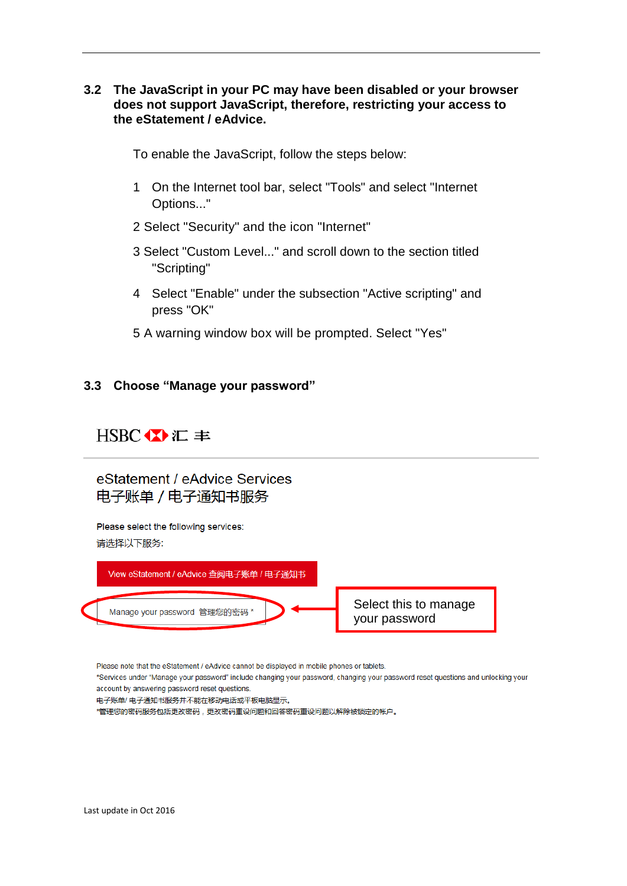### 3.2 The JavaScript in your PC may have been disabled or your browser does not support JavaScript, therefore, restricting your access to the eStatement / eAdvice.

To enable the JavaScript, follow the steps below:

1. On the Internet tool bar, select "Tools" and select "Internet Options..."
2. Select "Security" and the icon "Internet"
3. Select "Custom Level..." and scroll down to the section titled "Scripting"
4. Select "Enable" under the subsection "Active scripting" and press "OK"
5. A warning window box will be prompted. Select "Yes"

### 3.3 Choose “Manage your password”

HSBC 汇丰

eStatement / eAdvice Services
电子账单 / 电子通知书服务

Please select the following services:
请选择以下服务:

View eStatement / eAdvice 查阅电子账单 / 电子通知书

Manage your password 管理您的密码 *

Select this to manage your password

Please note that the eStatement / eAdvice cannot be displayed in mobile phones or tablets.
*Services under “Manage your password” include changing your password, changing your password reset questions and unlocking your account by answering password reset questions.
电子账单/ 电子通知书服务并不能在移动电话或平板电脑显示。
*管理您的密码服务包括更改密码，更改密码重设问题和回答密码重设问题以解除被锁定的帐户。

Last update in Oct 2016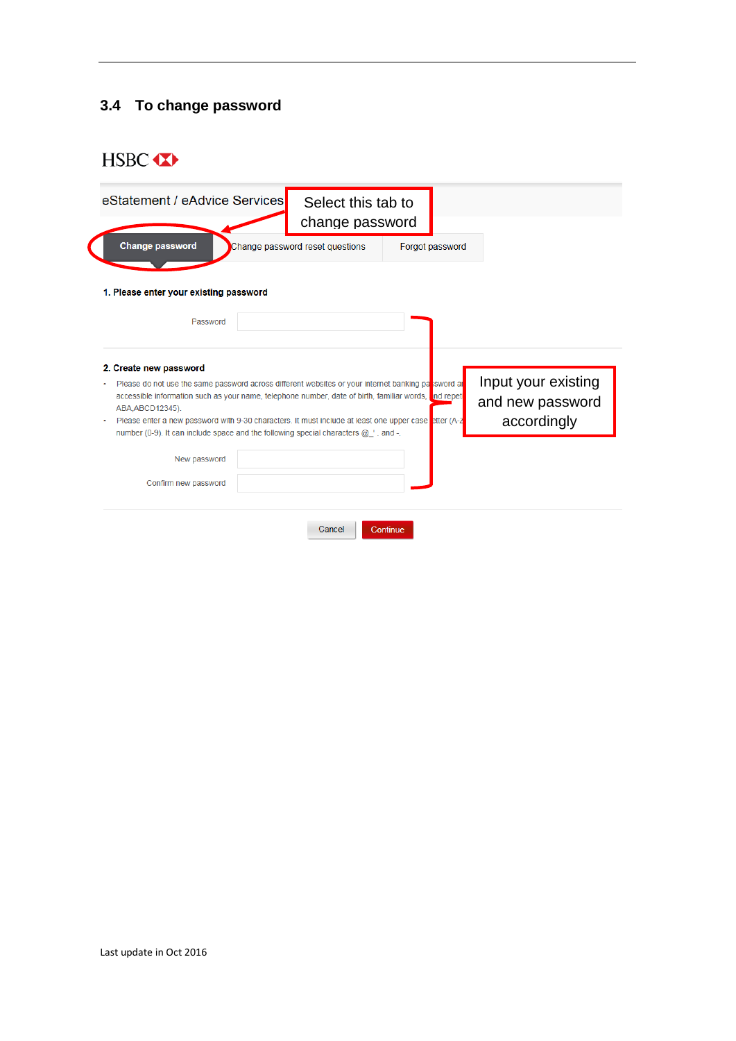## 3.4 To change password

HSBC

eStatement / eAdvice Services

Select this tab to change password

Change password | Change password reset questions | Forgot password

**1. Please enter your existing password**

Password

**2. Create new password**

- Please do not use the same password across different websites or your internet banking password and accessible information such as your name, telephone number, date of birth, familiar words, and repeated ABA,ABCD12345).
- Please enter a new password with 9-30 characters. It must include at least one upper case letter (A-Z number (0-9). It can include space and the following special characters @_' . and -.

New password

Confirm new password

Input your existing and new password accordingly

Cancel | Continue

Last update in Oct 2016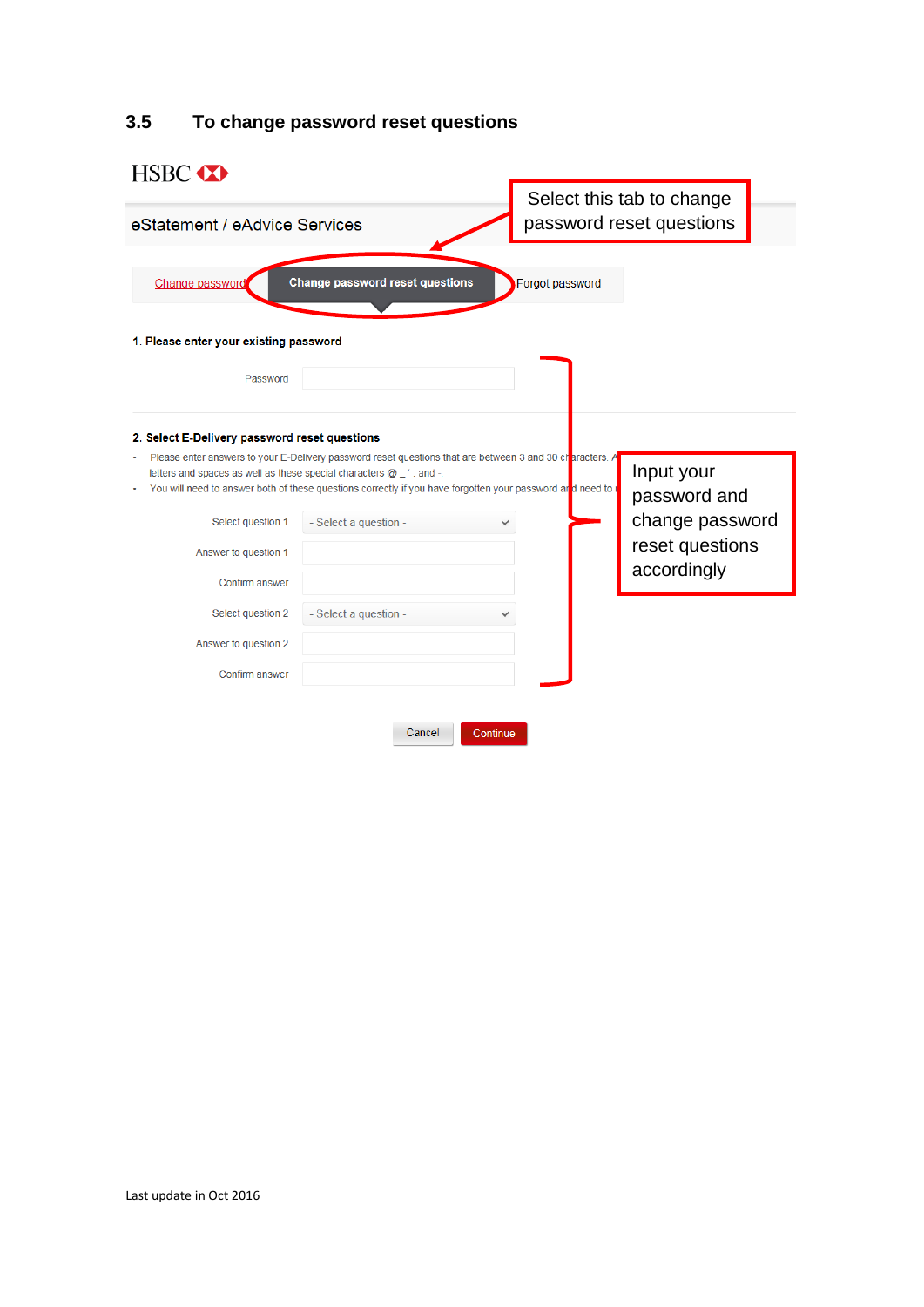## 3.5 To change password reset questions

HSBC

eStatement / eAdvice Services

Select this tab to change password reset questions

Change password | **Change password reset questions** | Forgot password

**1. Please enter your existing password**

Password

**2. Select E-Delivery password reset questions**

- Please enter answers to your E-Delivery password reset questions that are between 3 and 30 characters. A letters and spaces as well as these special characters @ _ ' . and -.
- You will need to answer both of these questions correctly if you have forgotten your password and need to r

Select question 1 — - Select a question -

Answer to question 1

Confirm answer

Select question 2 — - Select a question -

Answer to question 2

Confirm answer

Input your password and change password reset questions accordingly

Cancel | Continue

Last update in Oct 2016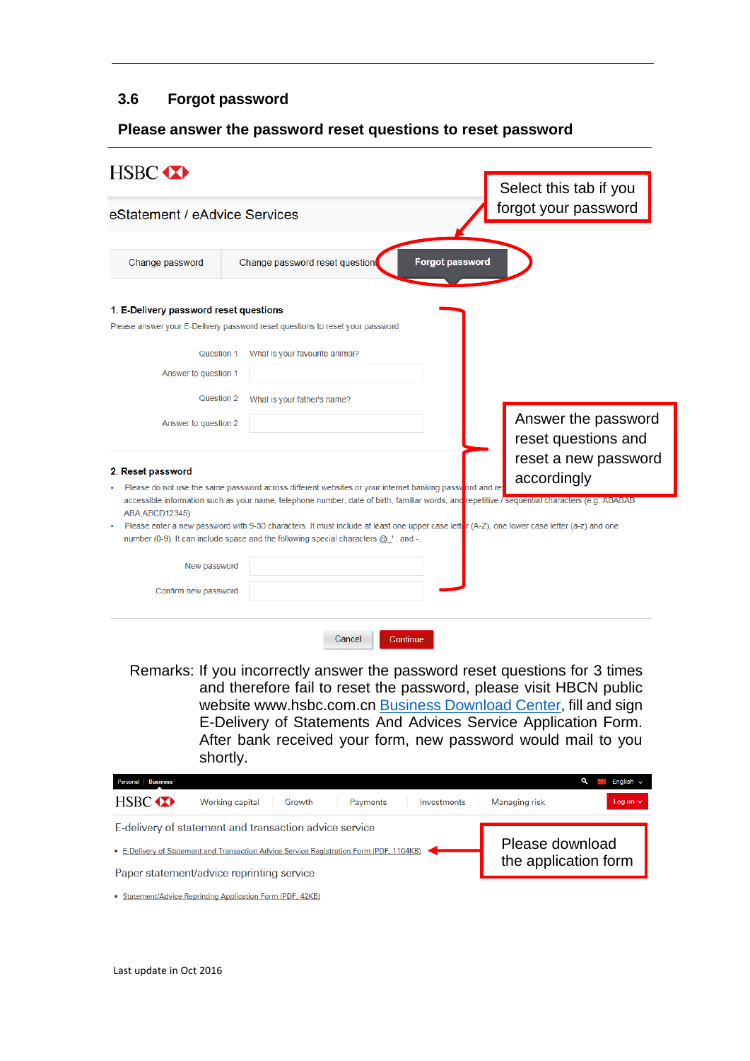## 3.6 Forgot password

**Please answer the password reset questions to reset password**

HSBC

eStatement / eAdvice Services

Change password | Change password reset question | Forgot password

Select this tab if you forgot your password

**1. E-Delivery password reset questions**

Please answer your E-Delivery password reset questions to reset your password

Question 1 What is your favourite animal?

Answer to question 1

Question 2 What is your father's name?

Answer to question 2

**2. Reset password**

- Please do not use the same password across different websites or your internet banking password and re accessible information such as your name, telephone number, date of birth, familiar words, and repetitive / sequential characters (e.g. ABABAB ABA,ABCD12345).
- Please enter a new password with 9-30 characters. It must include at least one upper case letter (A-Z), one lower case letter (a-z) and one number (0-9). It can include space and the following special characters @_' . and -

New password

Confirm new password

Answer the password reset questions and reset a new password accordingly

Cancel | Continue

Remarks: If you incorrectly answer the password reset questions for 3 times and therefore fail to reset the password, please visit HBCN public website www.hsbc.com.cn Business Download Center, fill and sign E-Delivery of Statements And Advices Service Application Form. After bank received your form, new password would mail to you shortly.

Personal | Business English Log on

HSBC Working capital Growth Payments Investments Managing risk

E-delivery of statement and transaction advice service

- E-Delivery of Statement and Transaction Advice Service Registration Form (PDF, 1104KB)

Please download the application form

Paper statement/advice reprinting service

- Statement/Advice Reprinting Application Form (PDF, 42KB)

Last update in Oct 2016